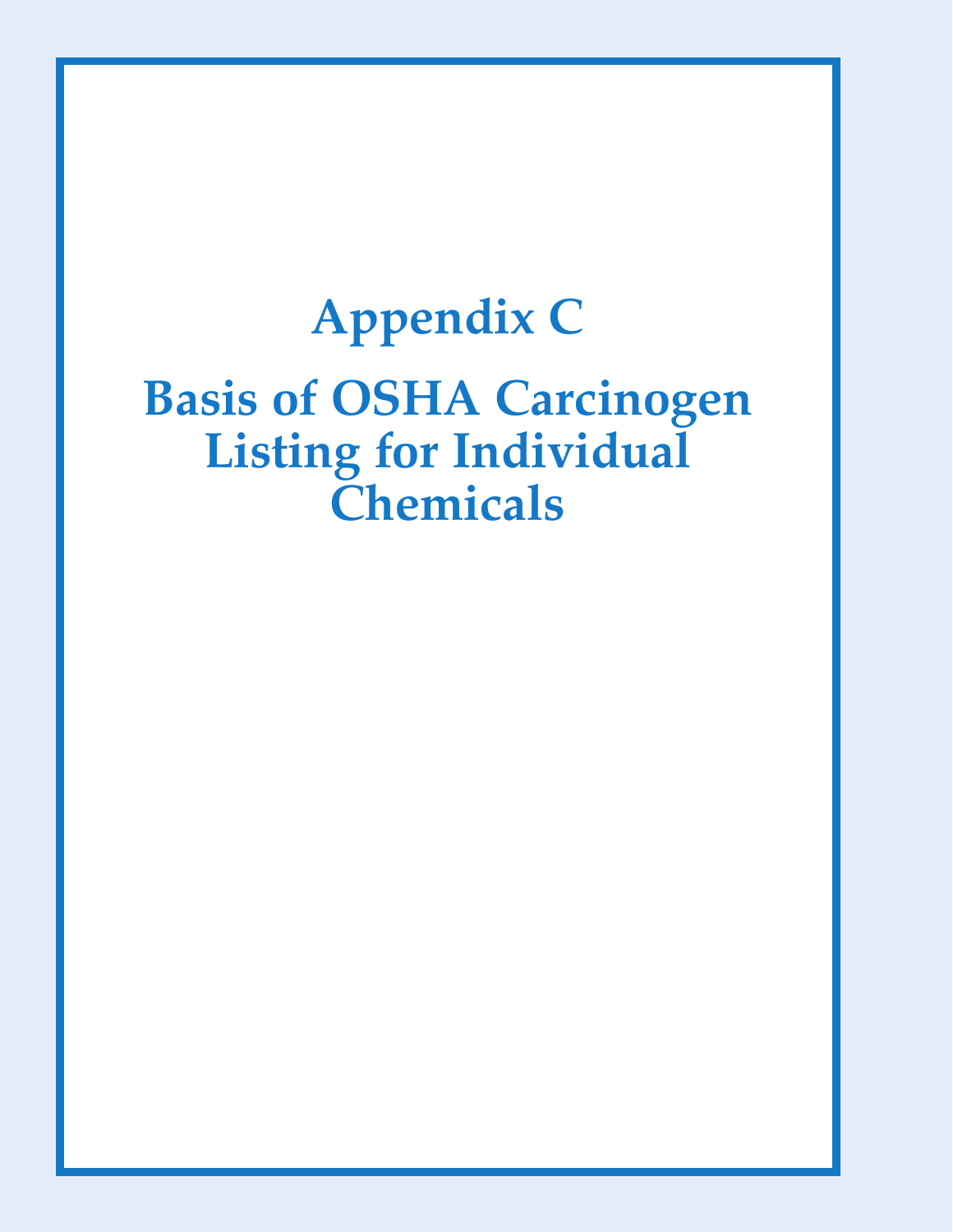# Appendix C

# Basis of OSHA Carcinogen Listing for Individual Chemicals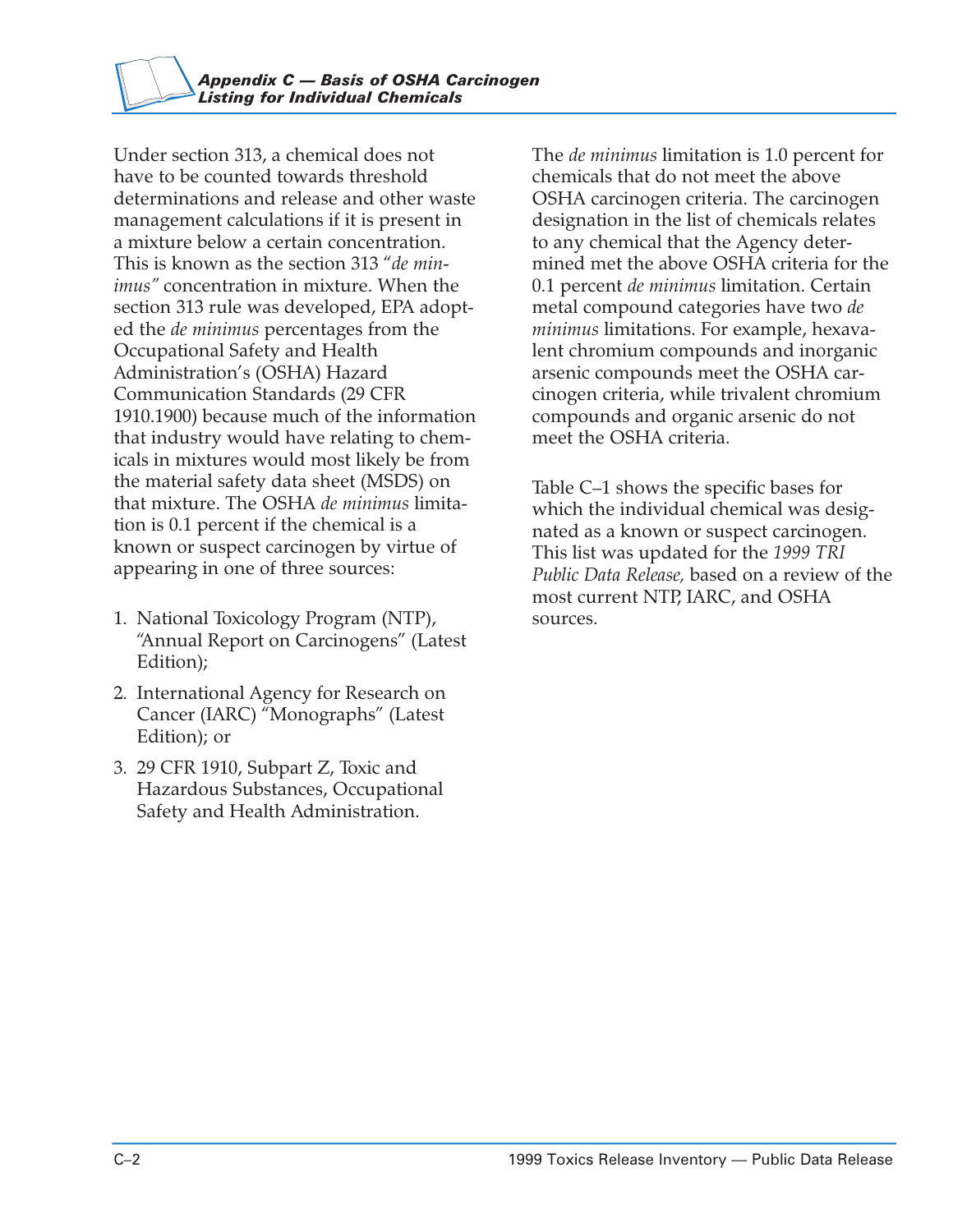Under section 313, a chemical does not have to be counted towards threshold determinations and release and other waste management calculations if it is present in a mixture below a certain concentration. This is known as the section 313 "*de minimus"* concentration in mixture. When the section 313 rule was developed, EPA adopted the *de minimus* percentages from the Occupational Safety and Health Administration's (OSHA) Hazard Communication Standards (29 CFR 1910.1900) because much of the information that industry would have relating to chemicals in mixtures would most likely be from the material safety data sheet (MSDS) on that mixture. The OSHA *de minimus* limitation is 0.1 percent if the chemical is a known or suspect carcinogen by virtue of appearing in one of three sources:

1. National Toxicology Program (NTP), "Annual Report on Carcinogens" (Latest Edition);
2. International Agency for Research on Cancer (IARC) "Monographs" (Latest Edition); or
3. 29 CFR 1910, Subpart Z, Toxic and Hazardous Substances, Occupational Safety and Health Administration.

The *de minimus* limitation is 1.0 percent for chemicals that do not meet the above OSHA carcinogen criteria. The carcinogen designation in the list of chemicals relates to any chemical that the Agency determined met the above OSHA criteria for the 0.1 percent *de minimus* limitation. Certain metal compound categories have two *de minimus* limitations. For example, hexavalent chromium compounds and inorganic arsenic compounds meet the OSHA carcinogen criteria, while trivalent chromium compounds and organic arsenic do not meet the OSHA criteria.

Table C–1 shows the specific bases for which the individual chemical was designated as a known or suspect carcinogen. This list was updated for the *1999 TRI Public Data Release,* based on a review of the most current NTP, IARC, and OSHA sources.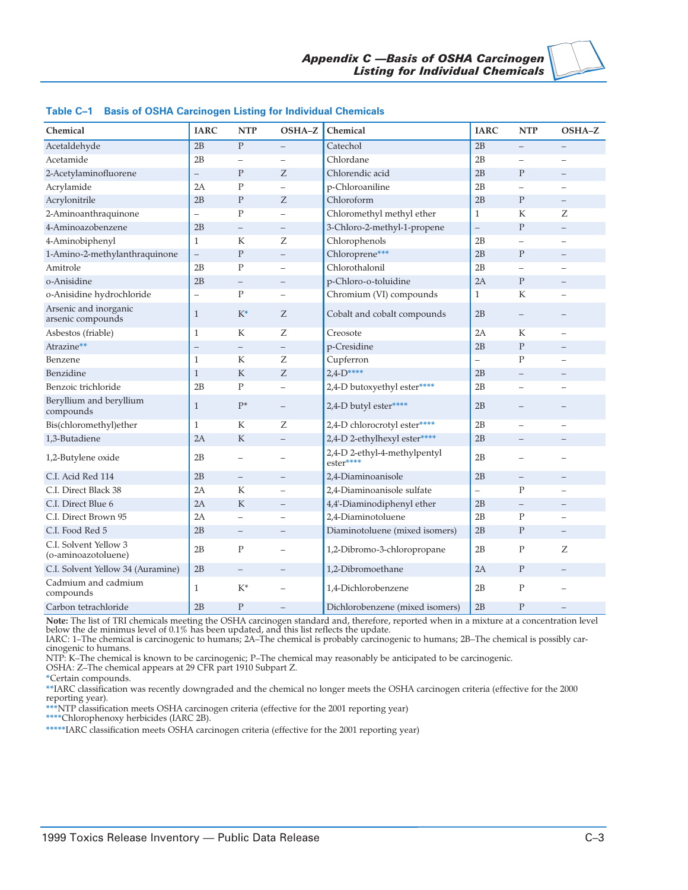## Table C–1 Basis of OSHA Carcinogen Listing for Individual Chemicals

| Chemical | IARC | NTP | OSHA–Z | Chemical | IARC | NTP | OSHA–Z |
|---|---|---|---|---|---|---|---|
| Acetaldehyde | 2B | P | – | Catechol | 2B | – | – |
| Acetamide | 2B | – | – | Chlordane | 2B | – | – |
| 2-Acetylaminofluorene | – | P | Z | Chlorendic acid | 2B | P | – |
| Acrylamide | 2A | P | – | p-Chloroaniline | 2B | – | – |
| Acrylonitrile | 2B | P | Z | Chloroform | 2B | P | – |
| 2-Aminoanthraquinone | – | P | – | Chloromethyl methyl ether | 1 | K | Z |
| 4-Aminoazobenzene | 2B | – | – | 3-Chloro-2-methyl-1-propene | – | P | – |
| 4-Aminobiphenyl | 1 | K | Z | Chlorophenols | 2B | – | – |
| 1-Amino-2-methylanthraquinone | – | P | – | Chloroprene*** | 2B | P | – |
| Amitrole | 2B | P | – | Chlorothalonil | 2B | – | – |
| o-Anisidine | 2B | – | – | p-Chloro-o-toluidine | 2A | P | – |
| o-Anisidine hydrochloride | – | P | – | Chromium (VI) compounds | 1 | K | – |
| Arsenic and inorganic arsenic compounds | 1 | K* | Z | Cobalt and cobalt compounds | 2B | – | – |
| Asbestos (friable) | 1 | K | Z | Creosote | 2A | K | – |
| Atrazine** | – | – | – | p-Cresidine | 2B | P | – |
| Benzene | 1 | K | Z | Cupferron | – | P | – |
| Benzidine | 1 | K | Z | 2,4-D**** | 2B | – | – |
| Benzoic trichloride | 2B | P | – | 2,4-D butoxyethyl ester**** | 2B | – | – |
| Beryllium and beryllium compounds | 1 | P* | – | 2,4-D butyl ester**** | 2B | – | – |
| Bis(chloromethyl)ether | 1 | K | Z | 2,4-D chlorocrotyl ester**** | 2B | – | – |
| 1,3-Butadiene | 2A | K | – | 2,4-D 2-ethylhexyl ester**** | 2B | – | – |
| 1,2-Butylene oxide | 2B | – | – | 2,4-D 2-ethyl-4-methylpentyl ester**** | 2B | – | – |
| C.I. Acid Red 114 | 2B | – | – | 2,4-Diaminoanisole | 2B | – | – |
| C.I. Direct Black 38 | 2A | K | – | 2,4-Diaminoanisole sulfate | – | P | – |
| C.I. Direct Blue 6 | 2A | K | – | 4,4'-Diaminodiphenyl ether | 2B | – | – |
| C.I. Direct Brown 95 | 2A | – | – | 2,4-Diaminotoluene | 2B | P | – |
| C.I. Food Red 5 | 2B | – | – | Diaminotoluene (mixed isomers) | 2B | P | – |
| C.I. Solvent Yellow 3 (o-aminoazotoluene) | 2B | P | – | 1,2-Dibromo-3-chloropropane | 2B | P | Z |
| C.I. Solvent Yellow 34 (Auramine) | 2B | – | – | 1,2-Dibromoethane | 2A | P | – |
| Cadmium and cadmium compounds | 1 | K* | – | 1,4-Dichlorobenzene | 2B | P | – |
| Carbon tetrachloride | 2B | P | – | Dichlorobenzene (mixed isomers) | 2B | P | – |

**Note:** The list of TRI chemicals meeting the OSHA carcinogen standard and, therefore, reported when in a mixture at a concentration level below the de minimus level of 0.1% has been updated, and this list reflects the update.

IARC: 1–The chemical is carcinogenic to humans; 2A–The chemical is probably carcinogenic to humans; 2B–The chemical is possibly carcinogenic to humans.

NTP: K–The chemical is known to be carcinogenic; P–The chemical may reasonably be anticipated to be carcinogenic.

OSHA: Z–The chemical appears at 29 CFR part 1910 Subpart Z.

*Certain compounds.

**IARC classification was recently downgraded and the chemical no longer meets the OSHA carcinogen criteria (effective for the 2000 reporting year).

***NTP classification meets OSHA carcinogen criteria (effective for the 2001 reporting year)

****Chlorophenoxy herbicides (IARC 2B).

*****IARC classification meets OSHA carcinogen criteria (effective for the 2001 reporting year)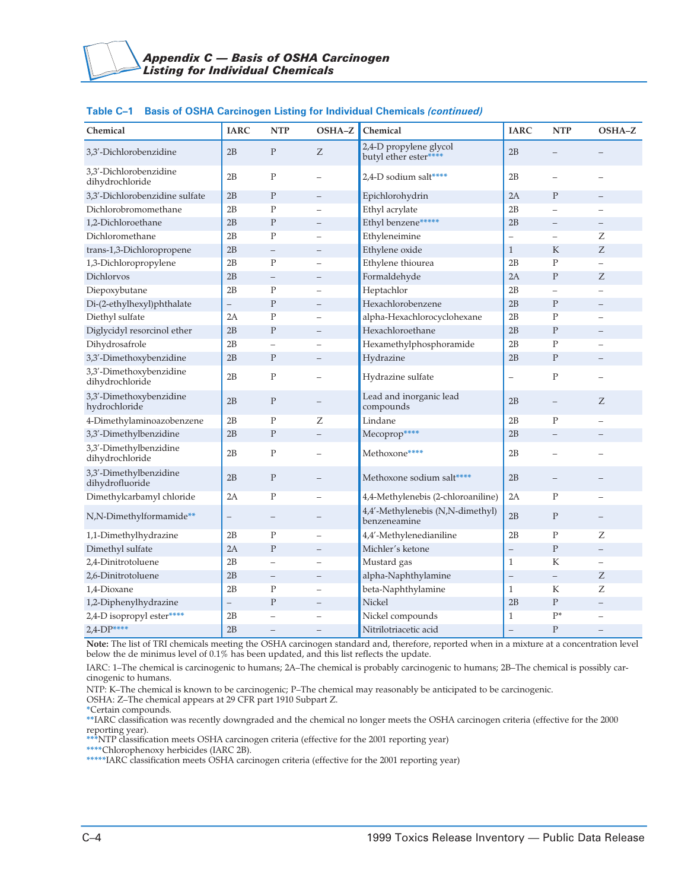# Appendix C — Basis of OSHA Carcinogen Listing for Individual Chemicals

**Table C–1 Basis of OSHA Carcinogen Listing for Individual Chemicals *(continued)***

| Chemical | IARC | NTP | OSHA–Z | Chemical | IARC | NTP | OSHA–Z |
|---|---|---|---|---|---|---|---|
| 3,3′-Dichlorobenzidine | 2B | P | Z | 2,4-D propylene glycol butyl ether ester**** | 2B | – | – |
| 3,3′-Dichlorobenzidine dihydrochloride | 2B | P | – | 2,4-D sodium salt**** | 2B | – | – |
| 3,3′-Dichlorobenzidine sulfate | 2B | P | – | Epichlorohydrin | 2A | P | – |
| Dichlorobromomethane | 2B | P | – | Ethyl acrylate | 2B | – | – |
| 1,2-Dichloroethane | 2B | P | – | Ethyl benzene***** | 2B | – | – |
| Dichloromethane | 2B | P | – | Ethyleneimine | – | – | Z |
| trans-1,3-Dichloropropene | 2B | – | – | Ethylene oxide | 1 | K | Z |
| 1,3-Dichloropropylene | 2B | P | – | Ethylene thiourea | 2B | P | – |
| Dichlorvos | 2B | – | – | Formaldehyde | 2A | P | Z |
| Diepoxybutane | 2B | P | – | Heptachlor | 2B | – | – |
| Di-(2-ethylhexyl)phthalate | – | P | – | Hexachlorobenzene | 2B | P | – |
| Diethyl sulfate | 2A | P | – | alpha-Hexachlorocyclohexane | 2B | P | – |
| Diglycidyl resorcinol ether | 2B | P | – | Hexachloroethane | 2B | P | – |
| Dihydrosafrole | 2B | – | – | Hexamethylphosphoramide | 2B | P | – |
| 3,3′-Dimethoxybenzidine | 2B | P | – | Hydrazine | 2B | P | – |
| 3,3′-Dimethoxybenzidine dihydrochloride | 2B | P | – | Hydrazine sulfate | – | P | – |
| 3,3′-Dimethoxybenzidine hydrochloride | 2B | P | – | Lead and inorganic lead compounds | 2B | – | Z |
| 4-Dimethylaminoazobenzene | 2B | P | Z | Lindane | 2B | P | – |
| 3,3′-Dimethylbenzidine | 2B | P | – | Mecoprop**** | 2B | – | – |
| 3,3′-Dimethylbenzidine dihydrochloride | 2B | P | – | Methoxone**** | 2B | – | – |
| 3,3′-Dimethylbenzidine dihydrofluoride | 2B | P | – | Methoxone sodium salt**** | 2B | – | – |
| Dimethylcarbamyl chloride | 2A | P | – | 4,4-Methylenebis (2-chloroaniline) | 2A | P | – |
| N,N-Dimethylformamide** | – | – | – | 4,4′-Methylenebis (N,N-dimethyl) benzeneamine | 2B | P | – |
| 1,1-Dimethylhydrazine | 2B | P | – | 4,4′-Methylenedianiline | 2B | P | Z |
| Dimethyl sulfate | 2A | P | – | Michler's ketone | – | P | – |
| 2,4-Dinitrotoluene | 2B | – | – | Mustard gas | 1 | K | – |
| 2,6-Dinitrotoluene | 2B | – | – | alpha-Naphthylamine | – | – | Z |
| 1,4-Dioxane | 2B | P | – | beta-Naphthylamine | 1 | K | Z |
| 1,2-Diphenylhydrazine | – | P | – | Nickel | 2B | P | – |
| 2,4-D isopropyl ester**** | 2B | – | – | Nickel compounds | 1 | P* | – |
| 2,4-DP**** | 2B | – | – | Nitrilotriacetic acid | – | P | – |

**Note:** The list of TRI chemicals meeting the OSHA carcinogen standard and, therefore, reported when in a mixture at a concentration level below the de minimus level of 0.1% has been updated, and this list reflects the update.

IARC: 1–The chemical is carcinogenic to humans; 2A–The chemical is probably carcinogenic to humans; 2B–The chemical is possibly carcinogenic to humans.

NTP: K–The chemical is known to be carcinogenic; P–The chemical may reasonably be anticipated to be carcinogenic.

OSHA: Z–The chemical appears at 29 CFR part 1910 Subpart Z.

*Certain compounds.

**IARC classification was recently downgraded and the chemical no longer meets the OSHA carcinogen criteria (effective for the 2000 reporting year).

***NTP classification meets OSHA carcinogen criteria (effective for the 2001 reporting year)

****Chlorophenoxy herbicides (IARC 2B).

*****IARC classification meets OSHA carcinogen criteria (effective for the 2001 reporting year)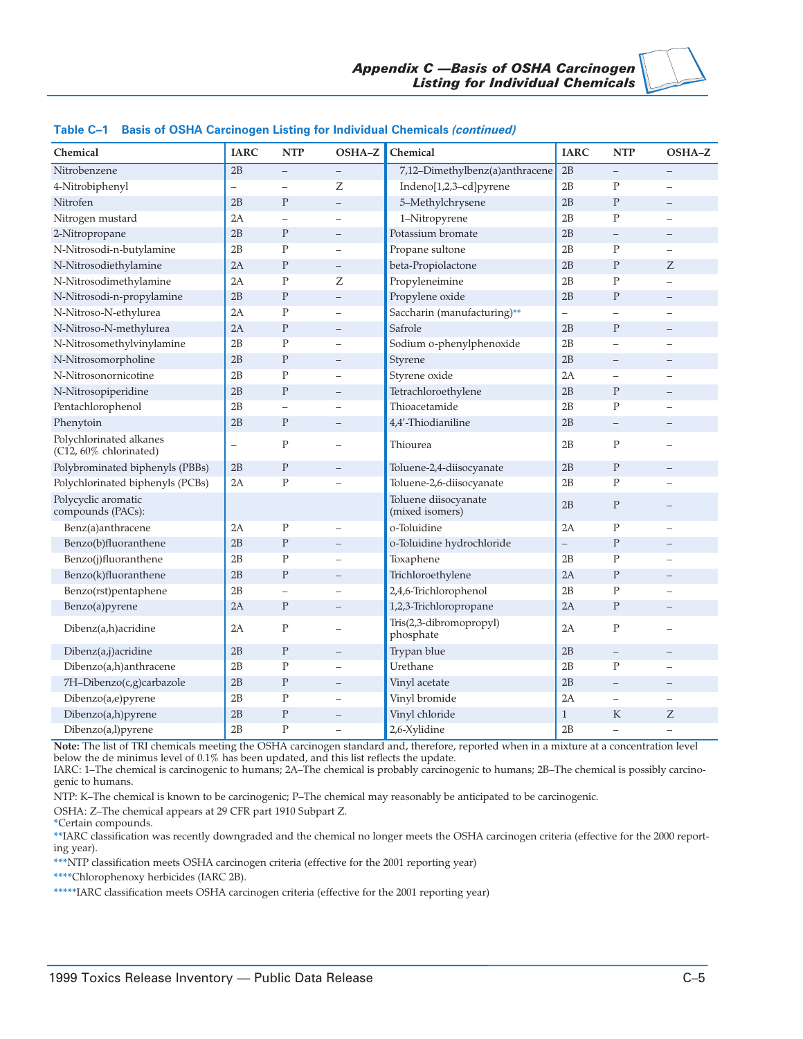**Table C–1 Basis of OSHA Carcinogen Listing for Individual Chemicals *(continued)***

| Chemical | IARC | NTP | OSHA–Z |
|---|---|---|---|
| Nitrobenzene | 2B | – | – |
| 4-Nitrobiphenyl | – | – | Z |
| Nitrofen | 2B | P | – |
| Nitrogen mustard | 2A | – | – |
| 2-Nitropropane | 2B | P | – |
| N-Nitrosodi-n-butylamine | 2B | P | – |
| N-Nitrosodiethylamine | 2A | P | – |
| N-Nitrosodimethylamine | 2A | P | Z |
| N-Nitrosodi-n-propylamine | 2B | P | – |
| N-Nitroso-N-ethylurea | 2A | P | – |
| N-Nitroso-N-methylurea | 2A | P | – |
| N-Nitrosomethylvinylamine | 2B | P | – |
| N-Nitrosomorpholine | 2B | P | – |
| N-Nitrosonornicotine | 2B | P | – |
| N-Nitrosopiperidine | 2B | P | – |
| Pentachlorophenol | 2B | – | – |
| Phenytoin | 2B | P | – |
| Polychlorinated alkanes (C12, 60% chlorinated) | – | P | – |
| Polybrominated biphenyls (PBBs) | 2B | P | – |
| Polychlorinated biphenyls (PCBs) | 2A | P | – |
| Polycyclic aromatic compounds (PACs): | | | |
| Benz(a)anthracene | 2A | P | – |
| Benzo(b)fluoranthene | 2B | P | – |
| Benzo(j)fluoranthene | 2B | P | – |
| Benzo(k)fluoranthene | 2B | P | – |
| Benzo(rst)pentaphene | 2B | – | – |
| Benzo(a)pyrene | 2A | P | – |
| Dibenz(a,h)acridine | 2A | P | – |
| Dibenz(a,j)acridine | 2B | P | – |
| Dibenzo(a,h)anthracene | 2B | P | – |
| 7H–Dibenzo(c,g)carbazole | 2B | P | – |
| Dibenzo(a,e)pyrene | 2B | P | – |
| Dibenzo(a,h)pyrene | 2B | P | – |
| Dibenzo(a,l)pyrene | 2B | P | – |
| 7,12–Dimethylbenz(a)anthracene | 2B | – | – |
| Indeno[1,2,3–cd]pyrene | 2B | P | – |
| 5–Methylchrysene | 2B | P | – |
| 1–Nitropyrene | 2B | P | – |
| Potassium bromate | 2B | – | – |
| Propane sultone | 2B | P | – |
| beta-Propiolactone | 2B | P | Z |
| Propyleneimine | 2B | P | – |
| Propylene oxide | 2B | P | – |
| Saccharin (manufacturing)** | – | – | – |
| Safrole | 2B | P | – |
| Sodium o-phenylphenoxide | 2B | – | – |
| Styrene | 2B | – | – |
| Styrene oxide | 2A | – | – |
| Tetrachloroethylene | 2B | P | – |
| Thioacetamide | 2B | P | – |
| 4,4′-Thiodianiline | 2B | – | – |
| Thiourea | 2B | P | – |
| Toluene-2,4-diisocyanate | 2B | P | – |
| Toluene-2,6-diisocyanate | 2B | P | – |
| Toluene diisocyanate (mixed isomers) | 2B | P | – |
| o-Toluidine | 2A | P | – |
| o-Toluidine hydrochloride | – | P | – |
| Toxaphene | 2B | P | – |
| Trichloroethylene | 2A | P | – |
| 2,4,6-Trichlorophenol | 2B | P | – |
| 1,2,3-Trichloropropane | 2A | P | – |
| Tris(2,3-dibromopropyl) phosphate | 2A | P | – |
| Trypan blue | 2B | – | – |
| Urethane | 2B | P | – |
| Vinyl acetate | 2B | – | – |
| Vinyl bromide | 2A | – | – |
| Vinyl chloride | 1 | K | Z |
| 2,6-Xylidine | 2B | – | – |

**Note:** The list of TRI chemicals meeting the OSHA carcinogen standard and, therefore, reported when in a mixture at a concentration level below the de minimus level of 0.1% has been updated, and this list reflects the update.

IARC: 1–The chemical is carcinogenic to humans; 2A–The chemical is probably carcinogenic to humans; 2B–The chemical is possibly carcinogenic to humans.

NTP: K–The chemical is known to be carcinogenic; P–The chemical may reasonably be anticipated to be carcinogenic.

OSHA: Z–The chemical appears at 29 CFR part 1910 Subpart Z.

*Certain compounds.

**IARC classification was recently downgraded and the chemical no longer meets the OSHA carcinogen criteria (effective for the 2000 reporting year).

***NTP classification meets OSHA carcinogen criteria (effective for the 2001 reporting year)

****Chlorophenoxy herbicides (IARC 2B).

*****IARC classification meets OSHA carcinogen criteria (effective for the 2001 reporting year)